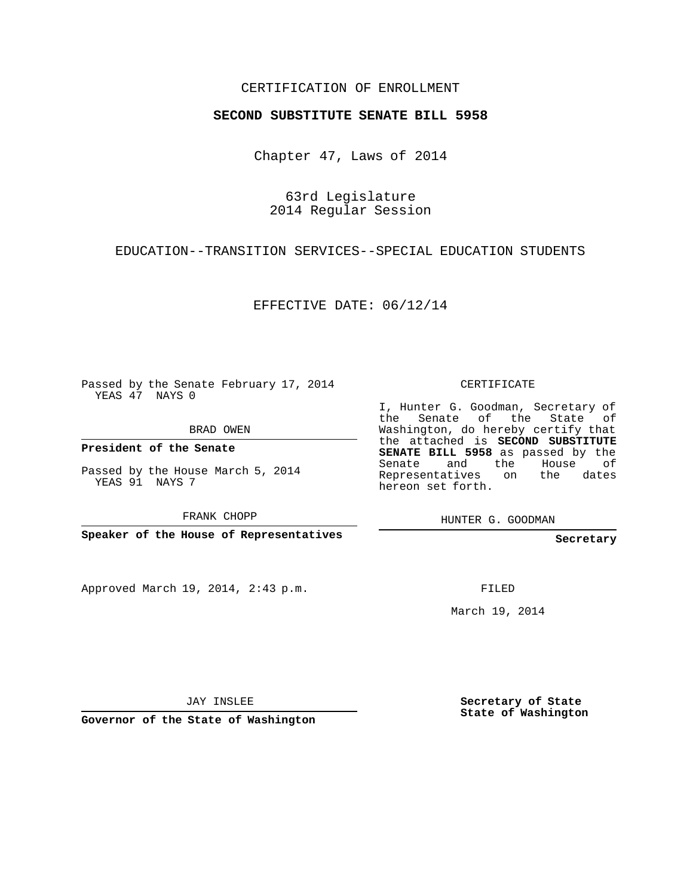CERTIFICATION OF ENROLLMENT

**SECOND SUBSTITUTE SENATE BILL 5958**

Chapter 47, Laws of 2014

63rd Legislature
2014 Regular Session

EDUCATION--TRANSITION SERVICES--SPECIAL EDUCATION STUDENTS

EFFECTIVE DATE: 06/12/14

Passed by the Senate February 17, 2014
YEAS 47 NAYS 0

BRAD OWEN

**President of the Senate**

Passed by the House March 5, 2014
YEAS 91 NAYS 7

FRANK CHOPP

**Speaker of the House of Representatives**

Approved March 19, 2014, 2:43 p.m.

JAY INSLEE

**Governor of the State of Washington**

CERTIFICATE

I, Hunter G. Goodman, Secretary of the Senate of the State of Washington, do hereby certify that the attached is **SECOND SUBSTITUTE SENATE BILL 5958** as passed by the Senate and the House of Representatives on the dates hereon set forth.

HUNTER G. GOODMAN

**Secretary**

FILED

March 19, 2014

**Secretary of State**
**State of Washington**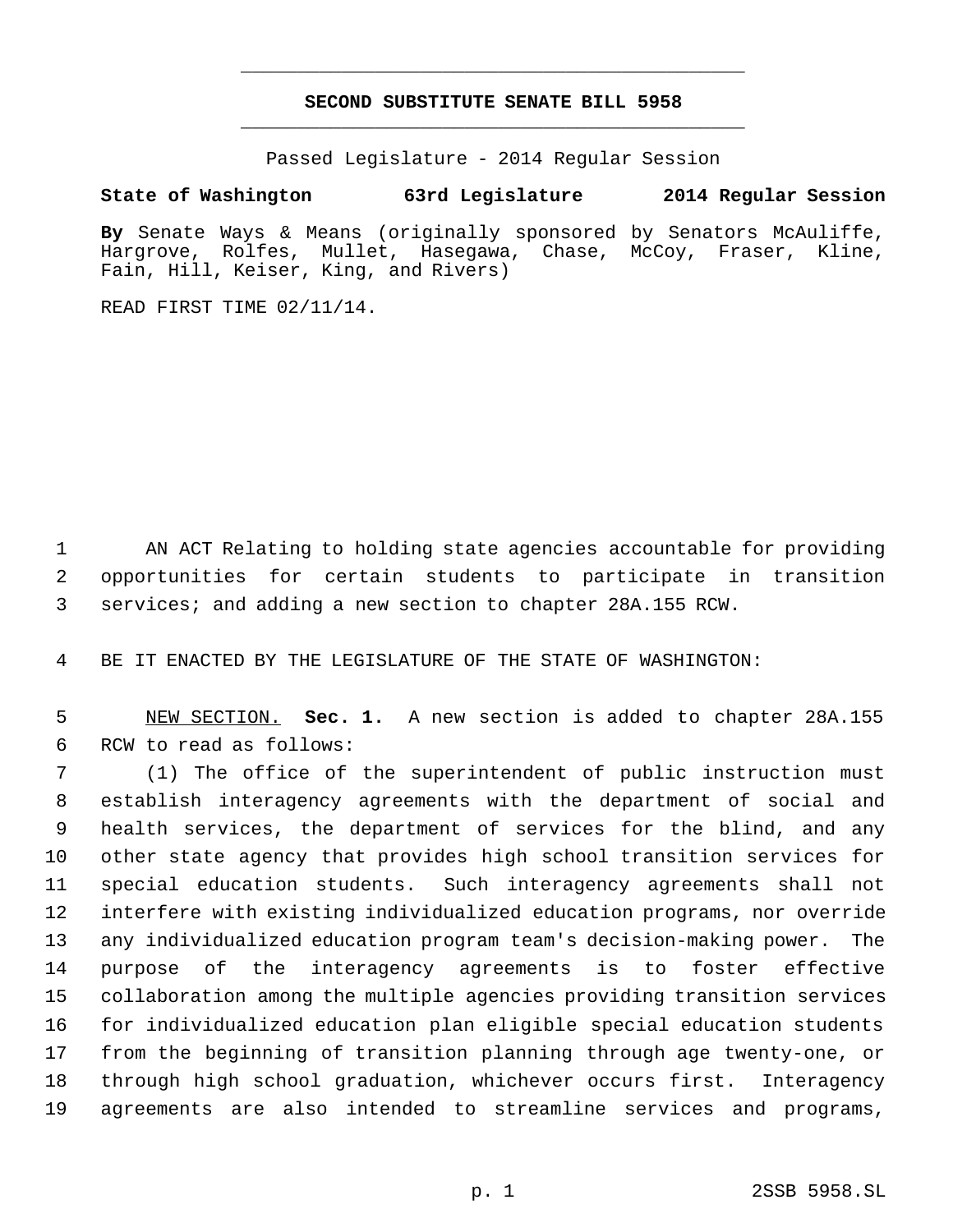# SECOND SUBSTITUTE SENATE BILL 5958

Passed Legislature - 2014 Regular Session

**State of Washington 63rd Legislature 2014 Regular Session**

**By** Senate Ways & Means (originally sponsored by Senators McAuliffe, Hargrove, Rolfes, Mullet, Hasegawa, Chase, McCoy, Fraser, Kline, Fain, Hill, Keiser, King, and Rivers)

READ FIRST TIME 02/11/14.

AN ACT Relating to holding state agencies accountable for providing opportunities for certain students to participate in transition services; and adding a new section to chapter 28A.155 RCW.

BE IT ENACTED BY THE LEGISLATURE OF THE STATE OF WASHINGTON:

NEW SECTION. **Sec. 1.** A new section is added to chapter 28A.155 RCW to read as follows:

(1) The office of the superintendent of public instruction must establish interagency agreements with the department of social and health services, the department of services for the blind, and any other state agency that provides high school transition services for special education students. Such interagency agreements shall not interfere with existing individualized education programs, nor override any individualized education program team's decision-making power. The purpose of the interagency agreements is to foster effective collaboration among the multiple agencies providing transition services for individualized education plan eligible special education students from the beginning of transition planning through age twenty-one, or through high school graduation, whichever occurs first. Interagency agreements are also intended to streamline services and programs,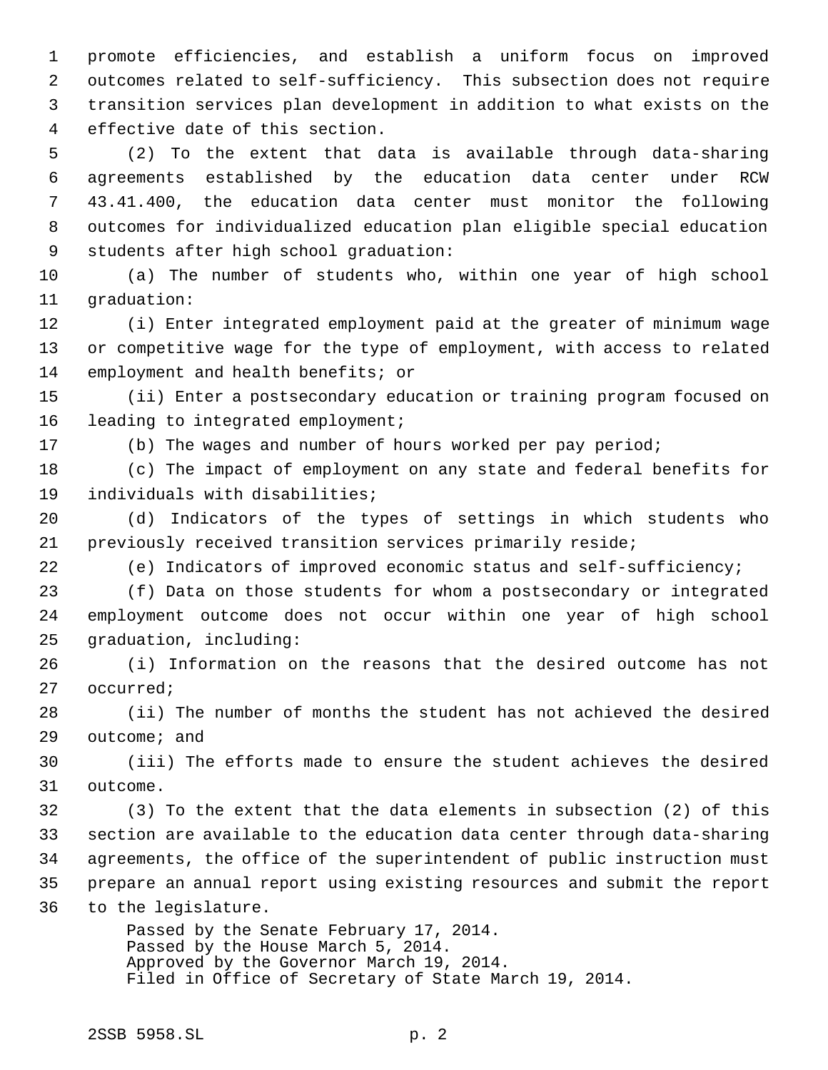promote efficiencies, and establish a uniform focus on improved outcomes related to self-sufficiency. This subsection does not require transition services plan development in addition to what exists on the effective date of this section.

(2) To the extent that data is available through data-sharing agreements established by the education data center under RCW 43.41.400, the education data center must monitor the following outcomes for individualized education plan eligible special education students after high school graduation:

(a) The number of students who, within one year of high school graduation:

(i) Enter integrated employment paid at the greater of minimum wage or competitive wage for the type of employment, with access to related employment and health benefits; or

(ii) Enter a postsecondary education or training program focused on leading to integrated employment;

(b) The wages and number of hours worked per pay period;

(c) The impact of employment on any state and federal benefits for individuals with disabilities;

(d) Indicators of the types of settings in which students who previously received transition services primarily reside;

(e) Indicators of improved economic status and self-sufficiency;

(f) Data on those students for whom a postsecondary or integrated employment outcome does not occur within one year of high school graduation, including:

(i) Information on the reasons that the desired outcome has not occurred;

(ii) The number of months the student has not achieved the desired outcome; and

(iii) The efforts made to ensure the student achieves the desired outcome.

(3) To the extent that the data elements in subsection (2) of this section are available to the education data center through data-sharing agreements, the office of the superintendent of public instruction must prepare an annual report using existing resources and submit the report to the legislature.

Passed by the Senate February 17, 2014.
Passed by the House March 5, 2014.
Approved by the Governor March 19, 2014.
Filed in Office of Secretary of State March 19, 2014.